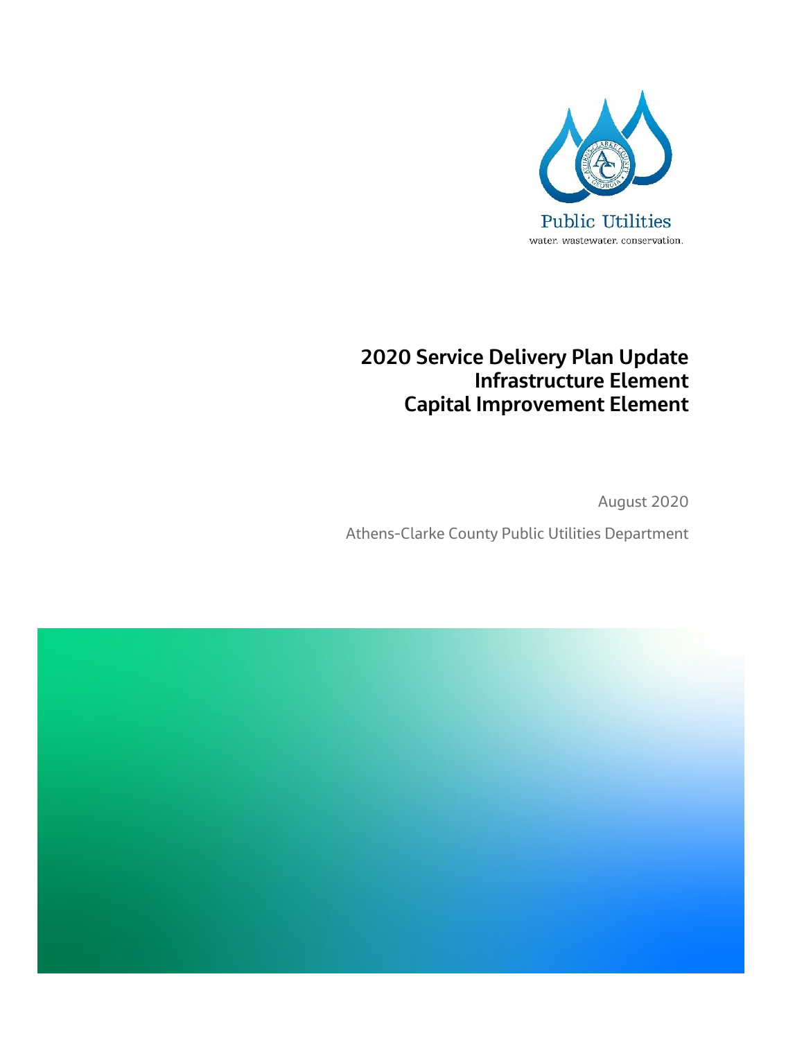Public Utilities

water. wastewater. conservation.

# 2020 Service Delivery Plan Update
# Infrastructure Element
# Capital Improvement Element

August 2020

Athens-Clarke County Public Utilities Department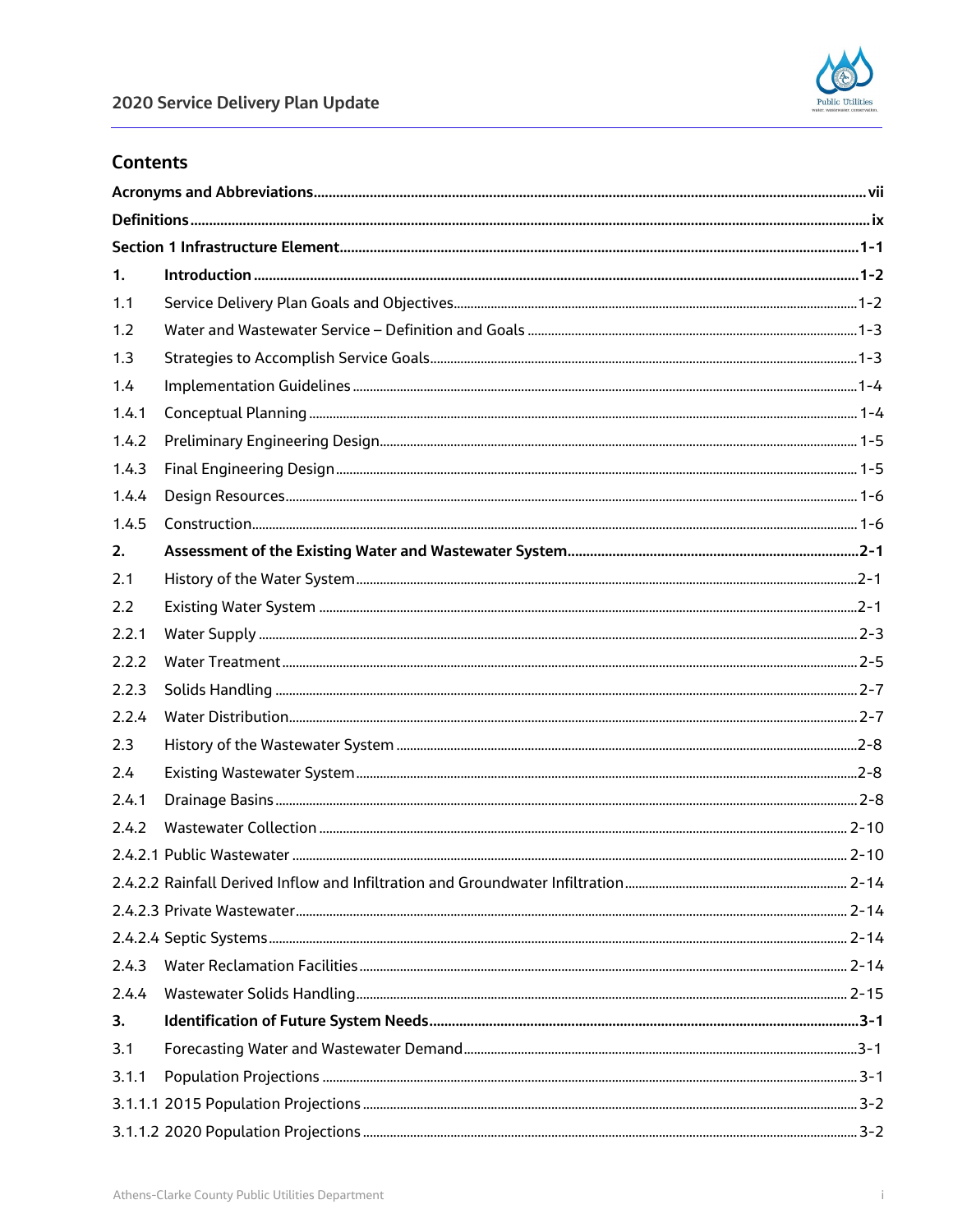## Contents

| | | |
|---|---|---|
| **Acronyms and Abbreviations** | | **vii** |
| **Definitions** | | **ix** |
| **Section 1 Infrastructure Element** | | **1-1** |
| **1.** | **Introduction** | **1-2** |
| 1.1 | Service Delivery Plan Goals and Objectives | 1-2 |
| 1.2 | Water and Wastewater Service – Definition and Goals | 1-3 |
| 1.3 | Strategies to Accomplish Service Goals | 1-3 |
| 1.4 | Implementation Guidelines | 1-4 |
| 1.4.1 | Conceptual Planning | 1-4 |
| 1.4.2 | Preliminary Engineering Design | 1-5 |
| 1.4.3 | Final Engineering Design | 1-5 |
| 1.4.4 | Design Resources | 1-6 |
| 1.4.5 | Construction | 1-6 |
| **2.** | **Assessment of the Existing Water and Wastewater System** | **2-1** |
| 2.1 | History of the Water System | 2-1 |
| 2.2 | Existing Water System | 2-1 |
| 2.2.1 | Water Supply | 2-3 |
| 2.2.2 | Water Treatment | 2-5 |
| 2.2.3 | Solids Handling | 2-7 |
| 2.2.4 | Water Distribution | 2-7 |
| 2.3 | History of the Wastewater System | 2-8 |
| 2.4 | Existing Wastewater System | 2-8 |
| 2.4.1 | Drainage Basins | 2-8 |
| 2.4.2 | Wastewater Collection | 2-10 |
| 2.4.2.1 | Public Wastewater | 2-10 |
| 2.4.2.2 | Rainfall Derived Inflow and Infiltration and Groundwater Infiltration | 2-14 |
| 2.4.2.3 | Private Wastewater | 2-14 |
| 2.4.2.4 | Septic Systems | 2-14 |
| 2.4.3 | Water Reclamation Facilities | 2-14 |
| 2.4.4 | Wastewater Solids Handling | 2-15 |
| **3.** | **Identification of Future System Needs** | **3-1** |
| 3.1 | Forecasting Water and Wastewater Demand | 3-1 |
| 3.1.1 | Population Projections | 3-1 |
| 3.1.1.1 | 2015 Population Projections | 3-2 |
| 3.1.1.2 | 2020 Population Projections | 3-2 |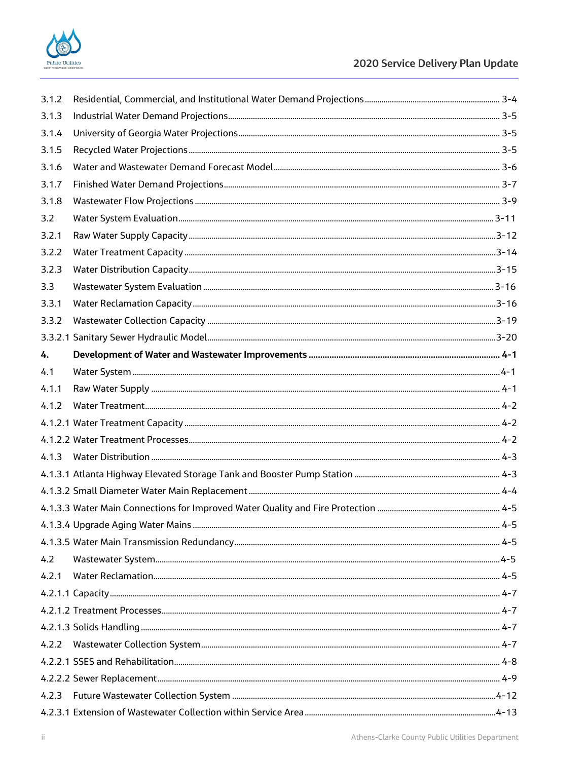| | | |
|---|---|---|
| 3.1.2 | Residential, Commercial, and Institutional Water Demand Projections | 3-4 |
| 3.1.3 | Industrial Water Demand Projections | 3-5 |
| 3.1.4 | University of Georgia Water Projections | 3-5 |
| 3.1.5 | Recycled Water Projections | 3-5 |
| 3.1.6 | Water and Wastewater Demand Forecast Model | 3-6 |
| 3.1.7 | Finished Water Demand Projections | 3-7 |
| 3.1.8 | Wastewater Flow Projections | 3-9 |
| 3.2 | Water System Evaluation | 3-11 |
| 3.2.1 | Raw Water Supply Capacity | 3-12 |
| 3.2.2 | Water Treatment Capacity | 3-14 |
| 3.2.3 | Water Distribution Capacity | 3-15 |
| 3.3 | Wastewater System Evaluation | 3-16 |
| 3.3.1 | Water Reclamation Capacity | 3-16 |
| 3.3.2 | Wastewater Collection Capacity | 3-19 |
| 3.3.2.1 | Sanitary Sewer Hydraulic Model | 3-20 |
| **4.** | **Development of Water and Wastewater Improvements** | **4-1** |
| 4.1 | Water System | 4-1 |
| 4.1.1 | Raw Water Supply | 4-1 |
| 4.1.2 | Water Treatment | 4-2 |
| 4.1.2.1 | Water Treatment Capacity | 4-2 |
| 4.1.2.2 | Water Treatment Processes | 4-2 |
| 4.1.3 | Water Distribution | 4-3 |
| 4.1.3.1 | Atlanta Highway Elevated Storage Tank and Booster Pump Station | 4-3 |
| 4.1.3.2 | Small Diameter Water Main Replacement | 4-4 |
| 4.1.3.3 | Water Main Connections for Improved Water Quality and Fire Protection | 4-5 |
| 4.1.3.4 | Upgrade Aging Water Mains | 4-5 |
| 4.1.3.5 | Water Main Transmission Redundancy | 4-5 |
| 4.2 | Wastewater System | 4-5 |
| 4.2.1 | Water Reclamation | 4-5 |
| 4.2.1.1 | Capacity | 4-7 |
| 4.2.1.2 | Treatment Processes | 4-7 |
| 4.2.1.3 | Solids Handling | 4-7 |
| 4.2.2 | Wastewater Collection System | 4-7 |
| 4.2.2.1 | SSES and Rehabilitation | 4-8 |
| 4.2.2.2 | Sewer Replacement | 4-9 |
| 4.2.3 | Future Wastewater Collection System | 4-12 |
| 4.2.3.1 | Extension of Wastewater Collection within Service Area | 4-13 |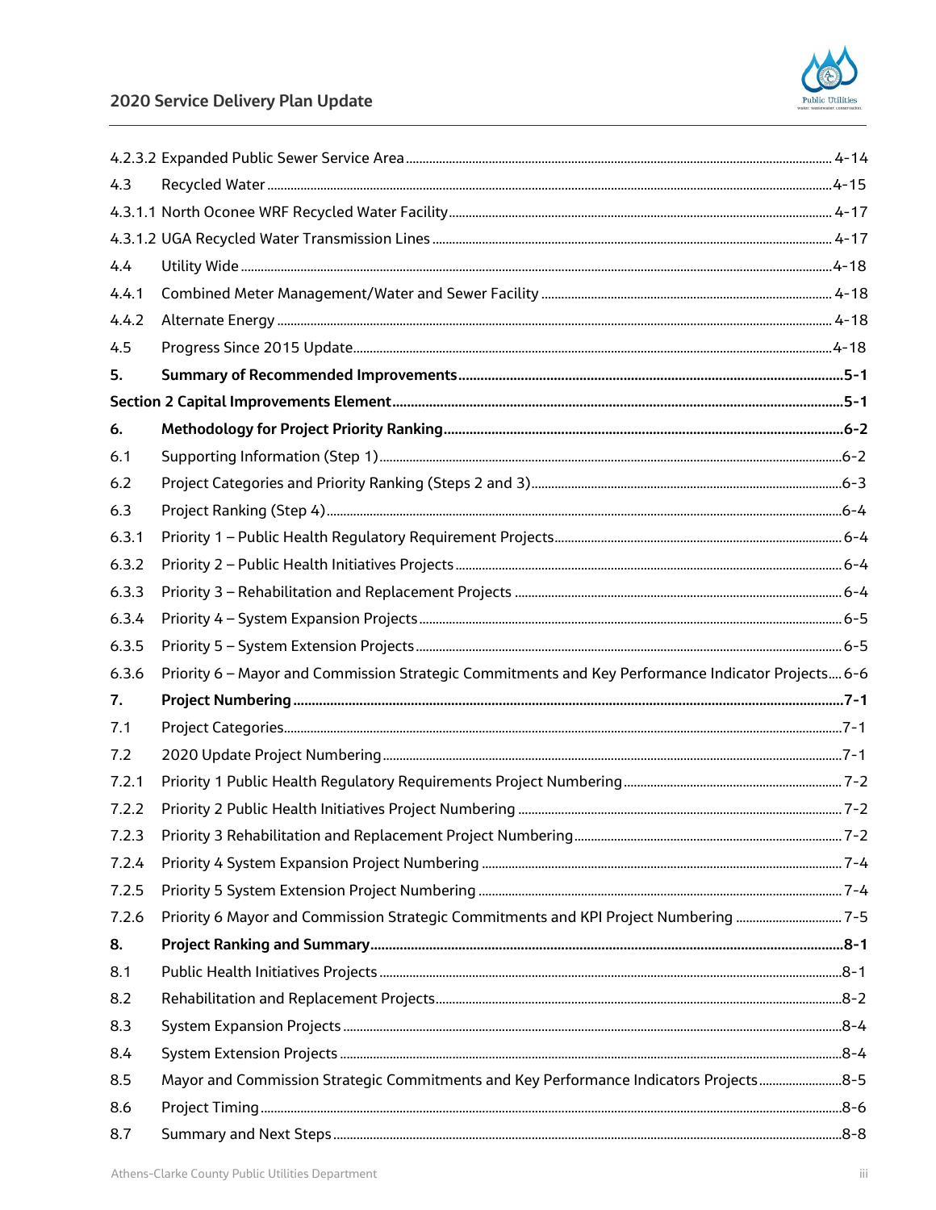4.2.3.2 Expanded Public Sewer Service Area ..... 4-14

4.3 Recycled Water ..... 4-15

4.3.1.1 North Oconee WRF Recycled Water Facility ..... 4-17

4.3.1.2 UGA Recycled Water Transmission Lines ..... 4-17

4.4 Utility Wide ..... 4-18

4.4.1 Combined Meter Management/Water and Sewer Facility ..... 4-18

4.4.2 Alternate Energy ..... 4-18

4.5 Progress Since 2015 Update ..... 4-18

**5. Summary of Recommended Improvements ..... 5-1**

**Section 2 Capital Improvements Element ..... 5-1**

**6. Methodology for Project Priority Ranking ..... 6-2**

6.1 Supporting Information (Step 1) ..... 6-2

6.2 Project Categories and Priority Ranking (Steps 2 and 3) ..... 6-3

6.3 Project Ranking (Step 4) ..... 6-4

6.3.1 Priority 1 – Public Health Regulatory Requirement Projects ..... 6-4

6.3.2 Priority 2 – Public Health Initiatives Projects ..... 6-4

6.3.3 Priority 3 – Rehabilitation and Replacement Projects ..... 6-4

6.3.4 Priority 4 – System Expansion Projects ..... 6-5

6.3.5 Priority 5 – System Extension Projects ..... 6-5

6.3.6 Priority 6 – Mayor and Commission Strategic Commitments and Key Performance Indicator Projects ..... 6-6

**7. Project Numbering ..... 7-1**

7.1 Project Categories ..... 7-1

7.2 2020 Update Project Numbering ..... 7-1

7.2.1 Priority 1 Public Health Regulatory Requirements Project Numbering ..... 7-2

7.2.2 Priority 2 Public Health Initiatives Project Numbering ..... 7-2

7.2.3 Priority 3 Rehabilitation and Replacement Project Numbering ..... 7-2

7.2.4 Priority 4 System Expansion Project Numbering ..... 7-4

7.2.5 Priority 5 System Extension Project Numbering ..... 7-4

7.2.6 Priority 6 Mayor and Commission Strategic Commitments and KPI Project Numbering ..... 7-5

**8. Project Ranking and Summary ..... 8-1**

8.1 Public Health Initiatives Projects ..... 8-1

8.2 Rehabilitation and Replacement Projects ..... 8-2

8.3 System Expansion Projects ..... 8-4

8.4 System Extension Projects ..... 8-4

8.5 Mayor and Commission Strategic Commitments and Key Performance Indicators Projects ..... 8-5

8.6 Project Timing ..... 8-6

8.7 Summary and Next Steps ..... 8-8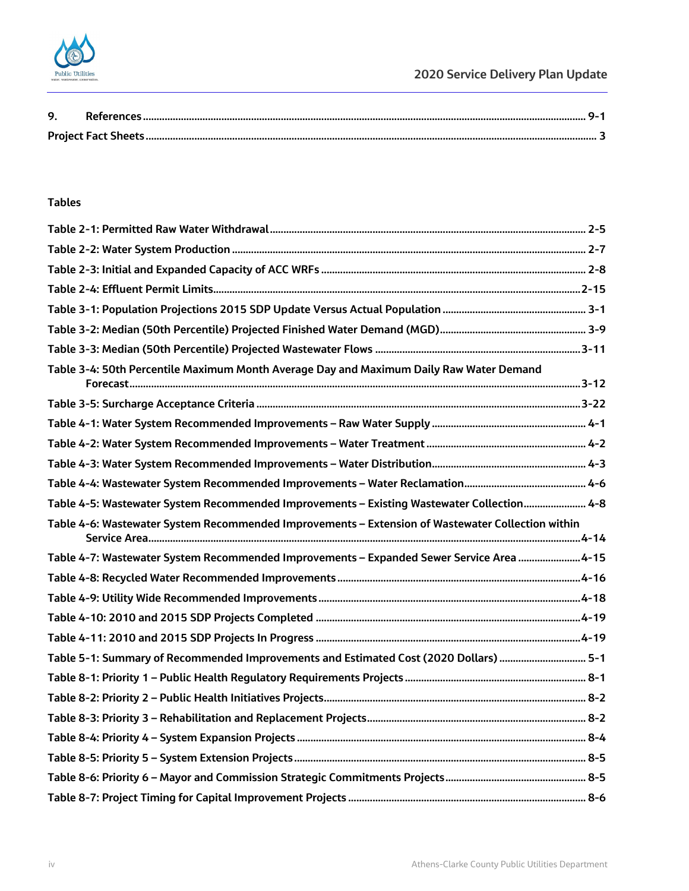9. **References** ........ 9-1

**Project Fact Sheets** ........ 3

**Tables**

Table 2-1: Permitted Raw Water Withdrawal ........ 2-5
Table 2-2: Water System Production ........ 2-7
Table 2-3: Initial and Expanded Capacity of ACC WRFs ........ 2-8
Table 2-4: Effluent Permit Limits ........ 2-15
Table 3-1: Population Projections 2015 SDP Update Versus Actual Population ........ 3-1
Table 3-2: Median (50th Percentile) Projected Finished Water Demand (MGD) ........ 3-9
Table 3-3: Median (50th Percentile) Projected Wastewater Flows ........ 3-11
Table 3-4: 50th Percentile Maximum Month Average Day and Maximum Daily Raw Water Demand Forecast ........ 3-12
Table 3-5: Surcharge Acceptance Criteria ........ 3-22
Table 4-1: Water System Recommended Improvements – Raw Water Supply ........ 4-1
Table 4-2: Water System Recommended Improvements – Water Treatment ........ 4-2
Table 4-3: Water System Recommended Improvements – Water Distribution ........ 4-3
Table 4-4: Wastewater System Recommended Improvements – Water Reclamation ........ 4-6
Table 4-5: Wastewater System Recommended Improvements – Existing Wastewater Collection ........ 4-8
Table 4-6: Wastewater System Recommended Improvements – Extension of Wastewater Collection within Service Area ........ 4-14
Table 4-7: Wastewater System Recommended Improvements – Expanded Sewer Service Area ........ 4-15
Table 4-8: Recycled Water Recommended Improvements ........ 4-16
Table 4-9: Utility Wide Recommended Improvements ........ 4-18
Table 4-10: 2010 and 2015 SDP Projects Completed ........ 4-19
Table 4-11: 2010 and 2015 SDP Projects In Progress ........ 4-19
Table 5-1: Summary of Recommended Improvements and Estimated Cost (2020 Dollars) ........ 5-1
Table 8-1: Priority 1 – Public Health Regulatory Requirements Projects ........ 8-1
Table 8-2: Priority 2 – Public Health Initiatives Projects ........ 8-2
Table 8-3: Priority 3 – Rehabilitation and Replacement Projects ........ 8-2
Table 8-4: Priority 4 – System Expansion Projects ........ 8-4
Table 8-5: Priority 5 – System Extension Projects ........ 8-5
Table 8-6: Priority 6 – Mayor and Commission Strategic Commitments Projects ........ 8-5
Table 8-7: Project Timing for Capital Improvement Projects ........ 8-6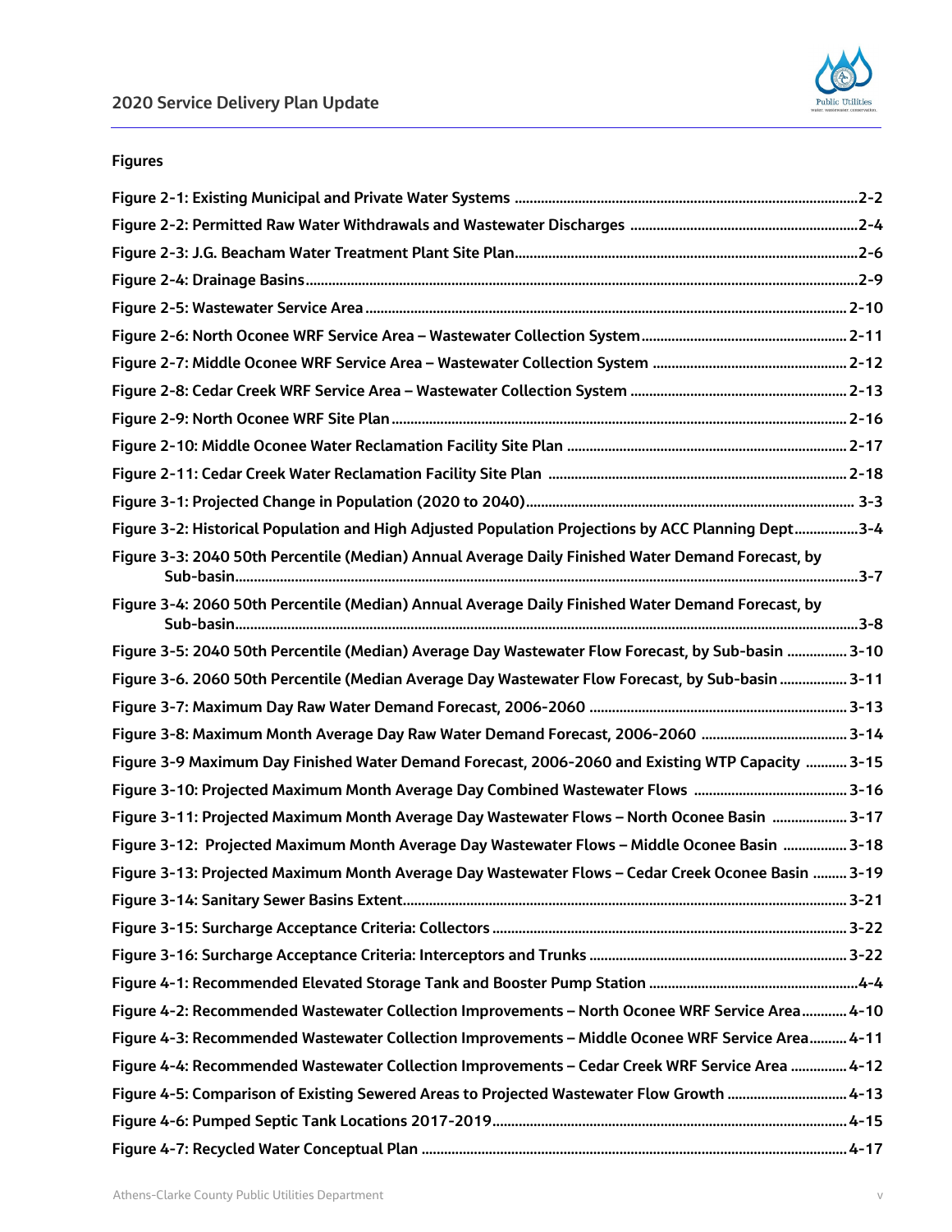## Figures

- Figure 2-1: Existing Municipal and Private Water Systems ....... 2-2
- Figure 2-2: Permitted Raw Water Withdrawals and Wastewater Discharges ....... 2-4
- Figure 2-3: J.G. Beacham Water Treatment Plant Site Plan ....... 2-6
- Figure 2-4: Drainage Basins ....... 2-9
- Figure 2-5: Wastewater Service Area ....... 2-10
- Figure 2-6: North Oconee WRF Service Area – Wastewater Collection System ....... 2-11
- Figure 2-7: Middle Oconee WRF Service Area – Wastewater Collection System ....... 2-12
- Figure 2-8: Cedar Creek WRF Service Area – Wastewater Collection System ....... 2-13
- Figure 2-9: North Oconee WRF Site Plan ....... 2-16
- Figure 2-10: Middle Oconee Water Reclamation Facility Site Plan ....... 2-17
- Figure 2-11: Cedar Creek Water Reclamation Facility Site Plan ....... 2-18
- Figure 3-1: Projected Change in Population (2020 to 2040) ....... 3-3
- Figure 3-2: Historical Population and High Adjusted Population Projections by ACC Planning Dept ....... 3-4
- Figure 3-3: 2040 50th Percentile (Median) Annual Average Daily Finished Water Demand Forecast, by Sub-basin ....... 3-7
- Figure 3-4: 2060 50th Percentile (Median) Annual Average Daily Finished Water Demand Forecast, by Sub-basin ....... 3-8
- Figure 3-5: 2040 50th Percentile (Median) Average Day Wastewater Flow Forecast, by Sub-basin ....... 3-10
- Figure 3-6. 2060 50th Percentile (Median Average Day Wastewater Flow Forecast, by Sub-basin ....... 3-11
- Figure 3-7: Maximum Day Raw Water Demand Forecast, 2006-2060 ....... 3-13
- Figure 3-8: Maximum Month Average Day Raw Water Demand Forecast, 2006-2060 ....... 3-14
- Figure 3-9 Maximum Day Finished Water Demand Forecast, 2006-2060 and Existing WTP Capacity ....... 3-15
- Figure 3-10: Projected Maximum Month Average Day Combined Wastewater Flows ....... 3-16
- Figure 3-11: Projected Maximum Month Average Day Wastewater Flows – North Oconee Basin ....... 3-17
- Figure 3-12: Projected Maximum Month Average Day Wastewater Flows – Middle Oconee Basin ....... 3-18
- Figure 3-13: Projected Maximum Month Average Day Wastewater Flows – Cedar Creek Oconee Basin ....... 3-19
- Figure 3-14: Sanitary Sewer Basins Extent ....... 3-21
- Figure 3-15: Surcharge Acceptance Criteria: Collectors ....... 3-22
- Figure 3-16: Surcharge Acceptance Criteria: Interceptors and Trunks ....... 3-22
- Figure 4-1: Recommended Elevated Storage Tank and Booster Pump Station ....... 4-4
- Figure 4-2: Recommended Wastewater Collection Improvements – North Oconee WRF Service Area ....... 4-10
- Figure 4-3: Recommended Wastewater Collection Improvements – Middle Oconee WRF Service Area ....... 4-11
- Figure 4-4: Recommended Wastewater Collection Improvements – Cedar Creek WRF Service Area ....... 4-12
- Figure 4-5: Comparison of Existing Sewered Areas to Projected Wastewater Flow Growth ....... 4-13
- Figure 4-6: Pumped Septic Tank Locations 2017-2019 ....... 4-15
- Figure 4-7: Recycled Water Conceptual Plan ....... 4-17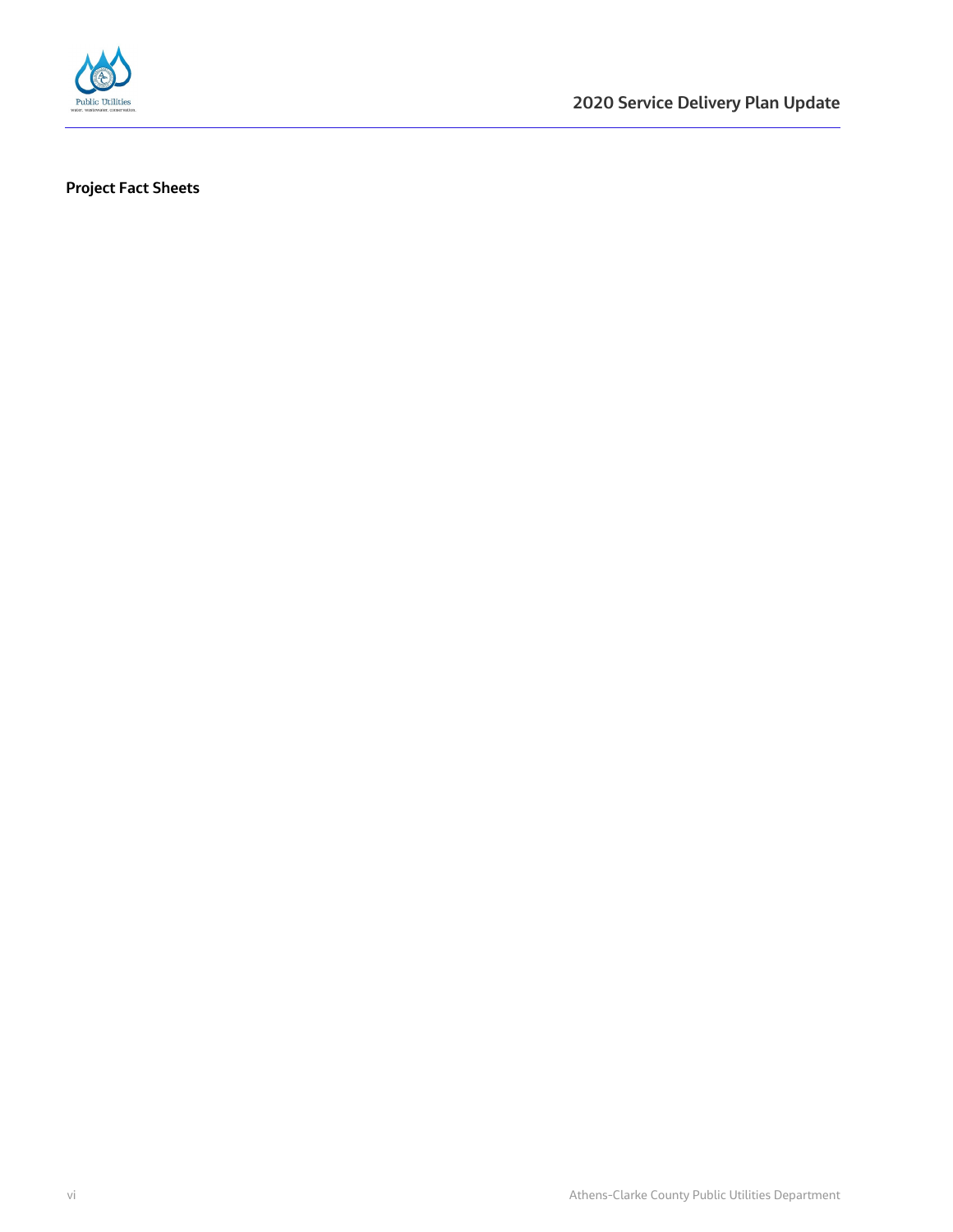**Project Fact Sheets**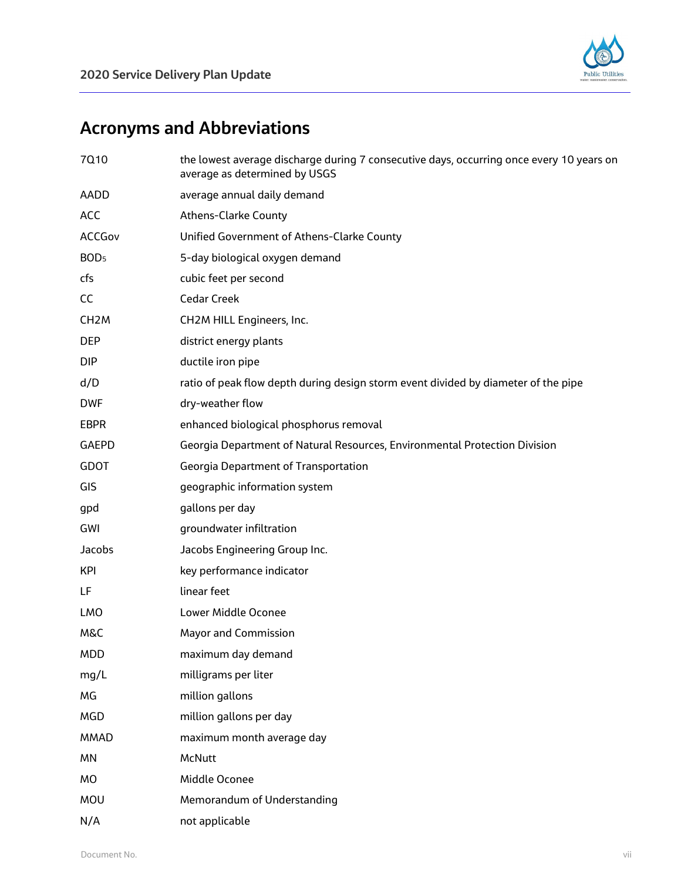## Acronyms and Abbreviations

| | |
|---|---|
| 7Q10 | the lowest average discharge during 7 consecutive days, occurring once every 10 years on average as determined by USGS |
| AADD | average annual daily demand |
| ACC | Athens-Clarke County |
| ACCGov | Unified Government of Athens-Clarke County |
| $BOD_5$ | 5-day biological oxygen demand |
| cfs | cubic feet per second |
| CC | Cedar Creek |
| CH2M | CH2M HILL Engineers, Inc. |
| DEP | district energy plants |
| DIP | ductile iron pipe |
| d/D | ratio of peak flow depth during design storm event divided by diameter of the pipe |
| DWF | dry-weather flow |
| EBPR | enhanced biological phosphorus removal |
| GAEPD | Georgia Department of Natural Resources, Environmental Protection Division |
| GDOT | Georgia Department of Transportation |
| GIS | geographic information system |
| gpd | gallons per day |
| GWI | groundwater infiltration |
| Jacobs | Jacobs Engineering Group Inc. |
| KPI | key performance indicator |
| LF | linear feet |
| LMO | Lower Middle Oconee |
| M&C | Mayor and Commission |
| MDD | maximum day demand |
| mg/L | milligrams per liter |
| MG | million gallons |
| MGD | million gallons per day |
| MMAD | maximum month average day |
| MN | McNutt |
| MO | Middle Oconee |
| MOU | Memorandum of Understanding |
| N/A | not applicable |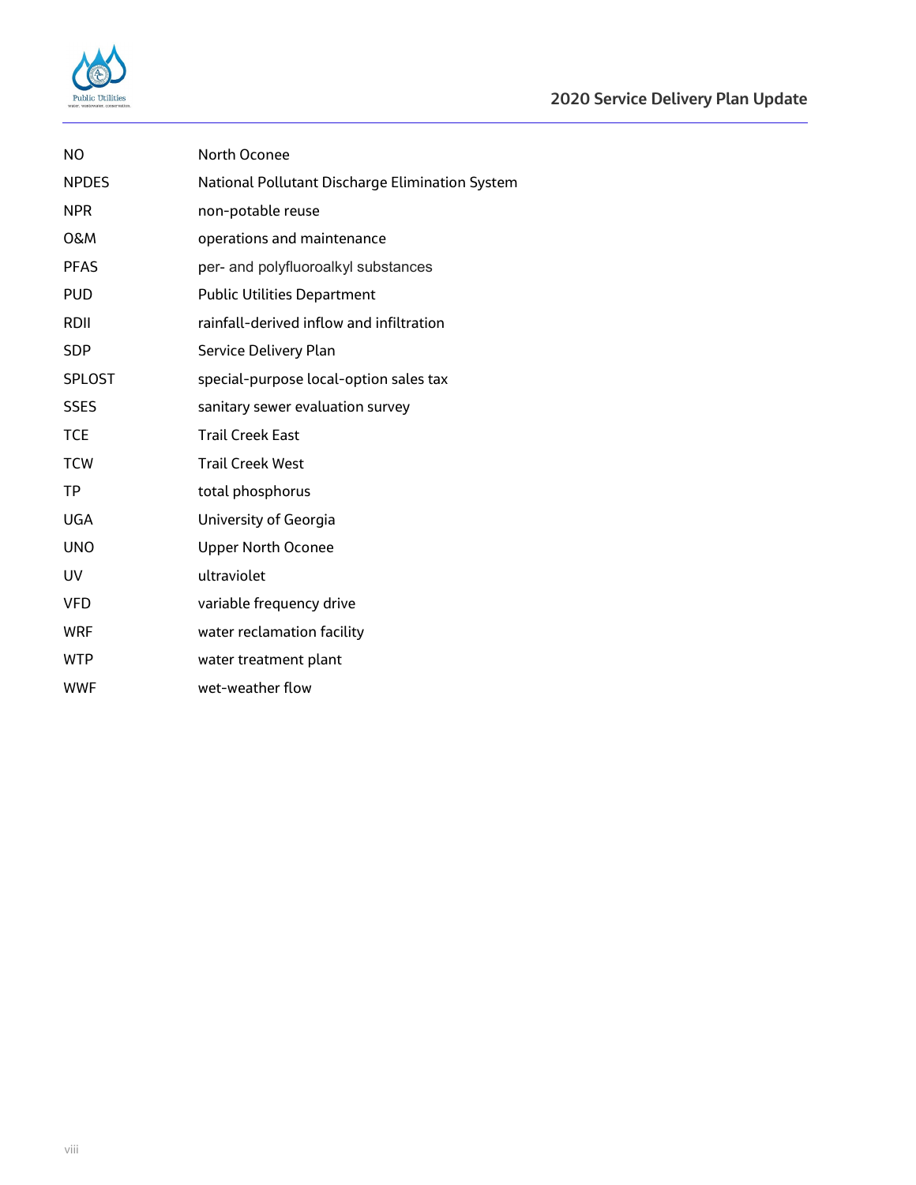| | |
|---|---|
| NO | North Oconee |
| NPDES | National Pollutant Discharge Elimination System |
| NPR | non-potable reuse |
| O&M | operations and maintenance |
| PFAS | per- and polyfluoroalkyl substances |
| PUD | Public Utilities Department |
| RDII | rainfall-derived inflow and infiltration |
| SDP | Service Delivery Plan |
| SPLOST | special-purpose local-option sales tax |
| SSES | sanitary sewer evaluation survey |
| TCE | Trail Creek East |
| TCW | Trail Creek West |
| TP | total phosphorus |
| UGA | University of Georgia |
| UNO | Upper North Oconee |
| UV | ultraviolet |
| VFD | variable frequency drive |
| WRF | water reclamation facility |
| WTP | water treatment plant |
| WWF | wet-weather flow |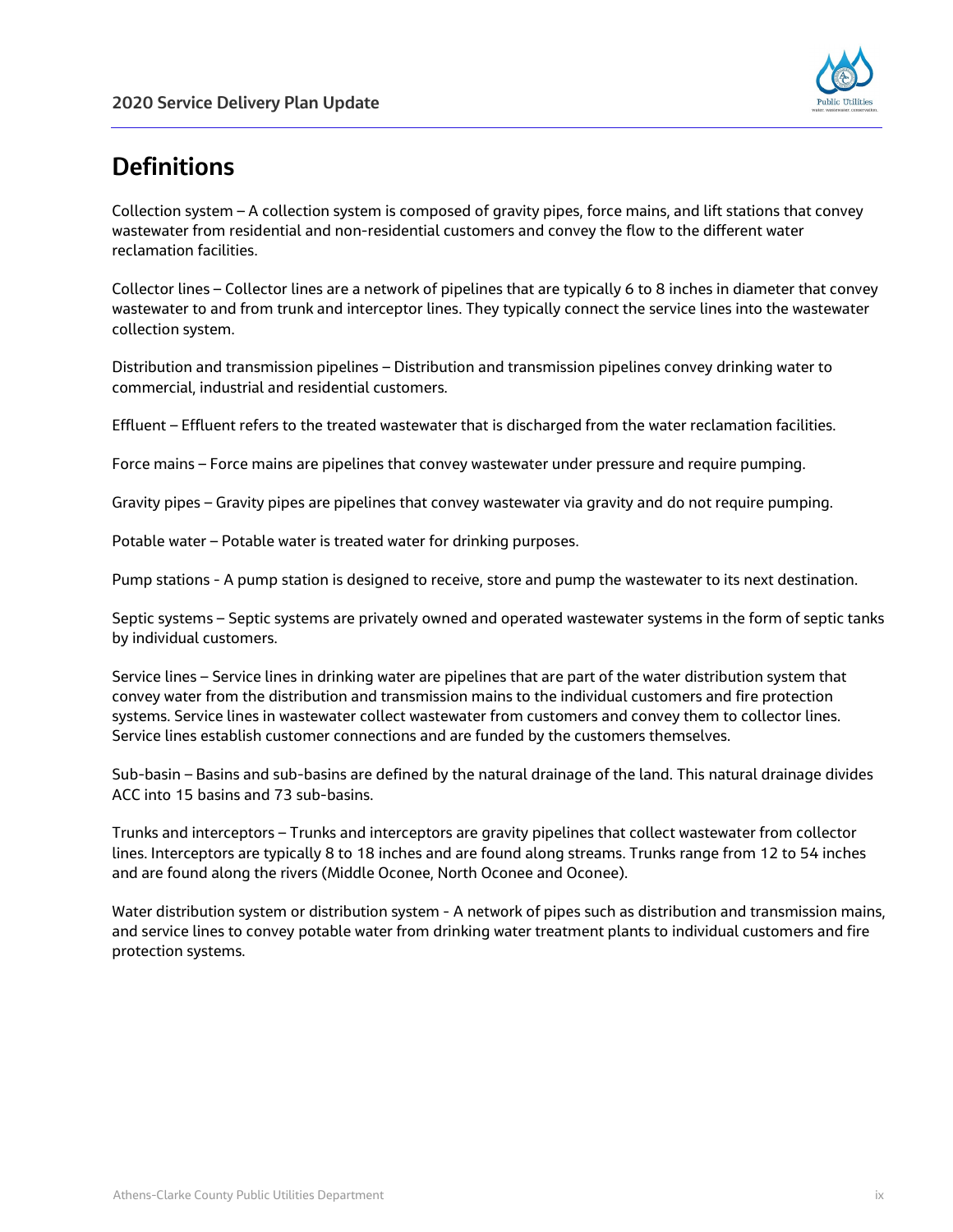# Definitions

Collection system – A collection system is composed of gravity pipes, force mains, and lift stations that convey wastewater from residential and non-residential customers and convey the flow to the different water reclamation facilities.

Collector lines – Collector lines are a network of pipelines that are typically 6 to 8 inches in diameter that convey wastewater to and from trunk and interceptor lines. They typically connect the service lines into the wastewater collection system.

Distribution and transmission pipelines – Distribution and transmission pipelines convey drinking water to commercial, industrial and residential customers.

Effluent – Effluent refers to the treated wastewater that is discharged from the water reclamation facilities.

Force mains – Force mains are pipelines that convey wastewater under pressure and require pumping.

Gravity pipes – Gravity pipes are pipelines that convey wastewater via gravity and do not require pumping.

Potable water – Potable water is treated water for drinking purposes.

Pump stations - A pump station is designed to receive, store and pump the wastewater to its next destination.

Septic systems – Septic systems are privately owned and operated wastewater systems in the form of septic tanks by individual customers.

Service lines – Service lines in drinking water are pipelines that are part of the water distribution system that convey water from the distribution and transmission mains to the individual customers and fire protection systems. Service lines in wastewater collect wastewater from customers and convey them to collector lines. Service lines establish customer connections and are funded by the customers themselves.

Sub-basin – Basins and sub-basins are defined by the natural drainage of the land. This natural drainage divides ACC into 15 basins and 73 sub-basins.

Trunks and interceptors – Trunks and interceptors are gravity pipelines that collect wastewater from collector lines. Interceptors are typically 8 to 18 inches and are found along streams. Trunks range from 12 to 54 inches and are found along the rivers (Middle Oconee, North Oconee and Oconee).

Water distribution system or distribution system - A network of pipes such as distribution and transmission mains, and service lines to convey potable water from drinking water treatment plants to individual customers and fire protection systems.